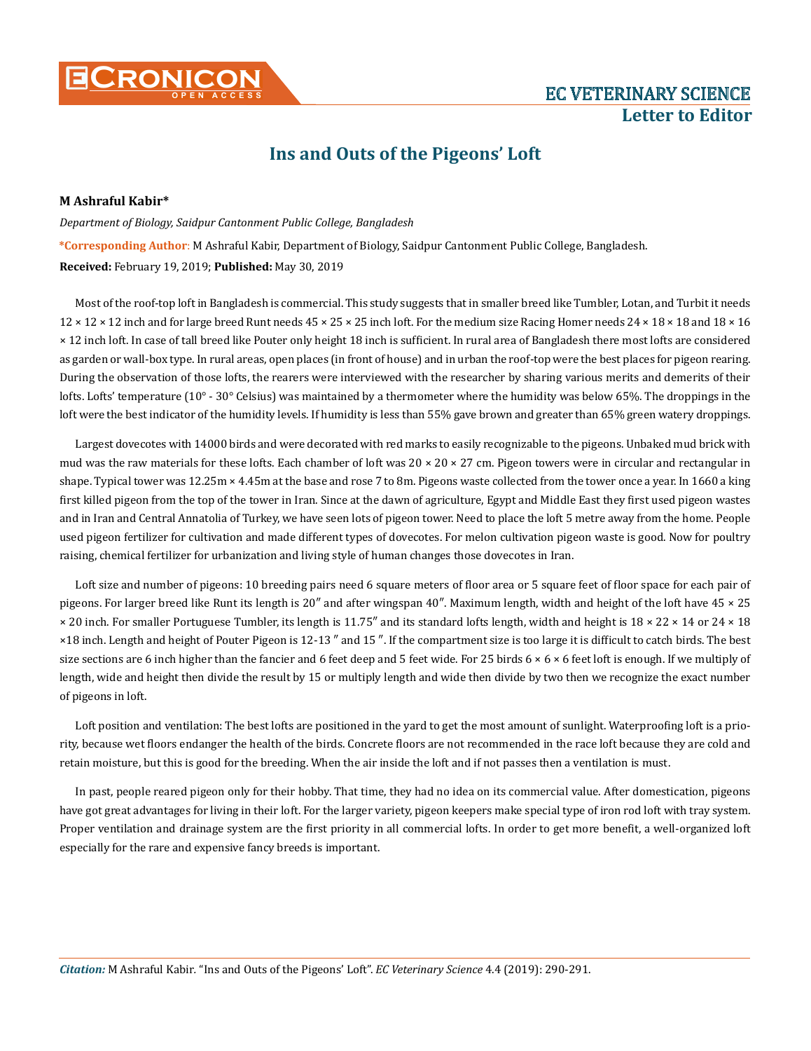# Ins and Outs of the Pigeons' Loft

**M Ashraful Kabir***

*Department of Biology, Saidpur Cantonment Public College, Bangladesh*

***Corresponding Author**: M Ashraful Kabir, Department of Biology, Saidpur Cantonment Public College, Bangladesh.

**Received:** February 19, 2019; **Published:** May 30, 2019

Most of the roof-top loft in Bangladesh is commercial. This study suggests that in smaller breed like Tumbler, Lotan, and Turbit it needs 12 × 12 × 12 inch and for large breed Runt needs 45 × 25 × 25 inch loft. For the medium size Racing Homer needs 24 × 18 × 18 and 18 × 16 × 12 inch loft. In case of tall breed like Pouter only height 18 inch is sufficient. In rural area of Bangladesh there most lofts are considered as garden or wall-box type. In rural areas, open places (in front of house) and in urban the roof-top were the best places for pigeon rearing. During the observation of those lofts, the rearers were interviewed with the researcher by sharing various merits and demerits of their lofts. Lofts' temperature (10° - 30° Celsius) was maintained by a thermometer where the humidity was below 65%. The droppings in the loft were the best indicator of the humidity levels. If humidity is less than 55% gave brown and greater than 65% green watery droppings.

Largest dovecotes with 14000 birds and were decorated with red marks to easily recognizable to the pigeons. Unbaked mud brick with mud was the raw materials for these lofts. Each chamber of loft was 20 × 20 × 27 cm. Pigeon towers were in circular and rectangular in shape. Typical tower was 12.25m × 4.45m at the base and rose 7 to 8m. Pigeons waste collected from the tower once a year. In 1660 a king first killed pigeon from the top of the tower in Iran. Since at the dawn of agriculture, Egypt and Middle East they first used pigeon wastes and in Iran and Central Annatolia of Turkey, we have seen lots of pigeon tower. Need to place the loft 5 metre away from the home. People used pigeon fertilizer for cultivation and made different types of dovecotes. For melon cultivation pigeon waste is good. Now for poultry raising, chemical fertilizer for urbanization and living style of human changes those dovecotes in Iran.

Loft size and number of pigeons: 10 breeding pairs need 6 square meters of floor area or 5 square feet of floor space for each pair of pigeons. For larger breed like Runt its length is 20″ and after wingspan 40″. Maximum length, width and height of the loft have 45 × 25 × 20 inch. For smaller Portuguese Tumbler, its length is 11.75″ and its standard lofts length, width and height is 18 × 22 × 14 or 24 × 18 ×18 inch. Length and height of Pouter Pigeon is 12-13 ″ and 15 ″. If the compartment size is too large it is difficult to catch birds. The best size sections are 6 inch higher than the fancier and 6 feet deep and 5 feet wide. For 25 birds 6 × 6 × 6 feet loft is enough. If we multiply of length, wide and height then divide the result by 15 or multiply length and wide then divide by two then we recognize the exact number of pigeons in loft.

Loft position and ventilation: The best lofts are positioned in the yard to get the most amount of sunlight. Waterproofing loft is a priority, because wet floors endanger the health of the birds. Concrete floors are not recommended in the race loft because they are cold and retain moisture, but this is good for the breeding. When the air inside the loft and if not passes then a ventilation is must.

In past, people reared pigeon only for their hobby. That time, they had no idea on its commercial value. After domestication, pigeons have got great advantages for living in their loft. For the larger variety, pigeon keepers make special type of iron rod loft with tray system. Proper ventilation and drainage system are the first priority in all commercial lofts. In order to get more benefit, a well-organized loft especially for the rare and expensive fancy breeds is important.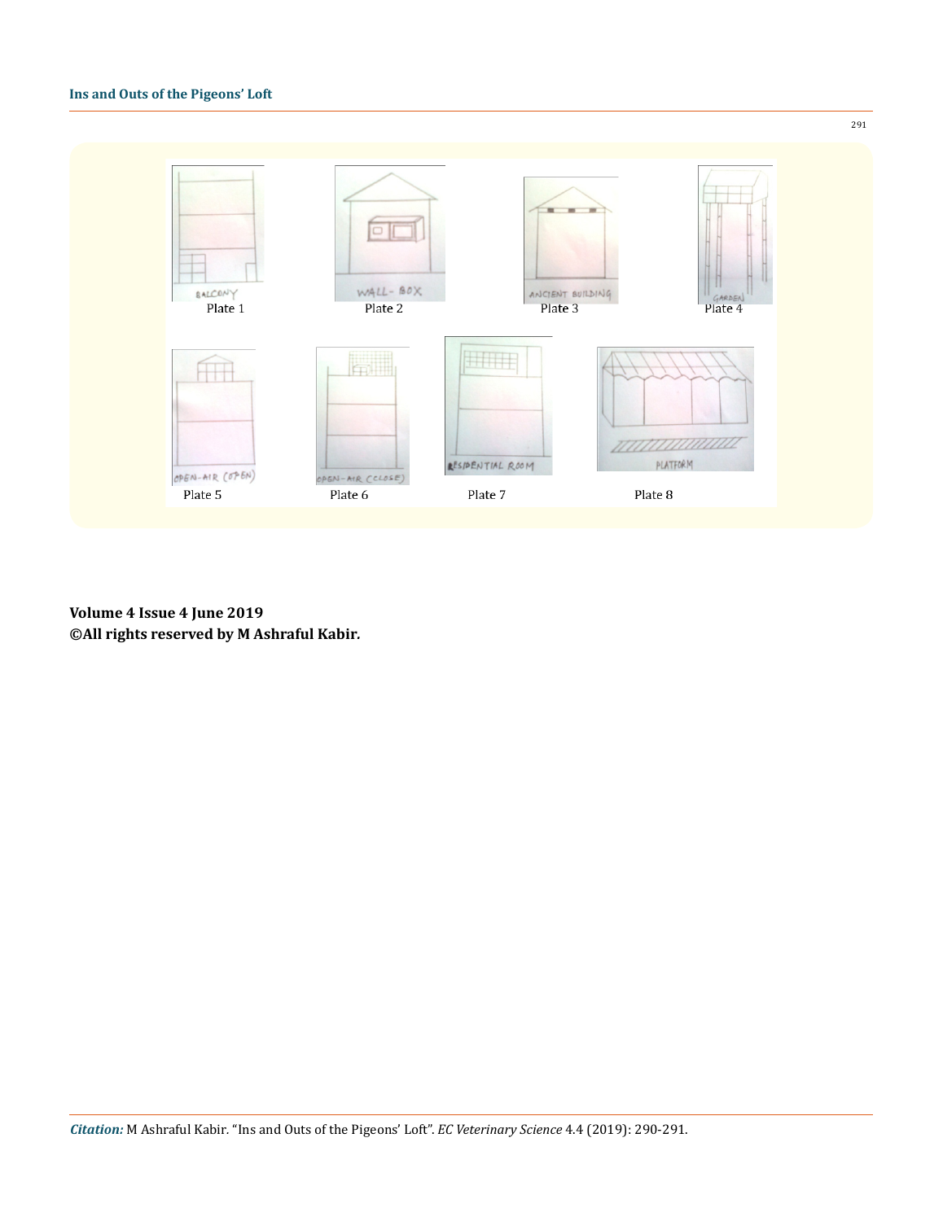BALCONY

Plate 1

WALL- BOX

Plate 2

ANCIENT BUILDING

Plate 3

GARDEN

Plate 4

OPEN-AIR (OPEN)

Plate 5

OPEN-AIR (CLOSE)

Plate 6

RESIDENTIAL ROOM

Plate 7

PLATFORM

Plate 8

**Volume 4 Issue 4 June 2019**
**©All rights reserved by M Ashraful Kabir.**